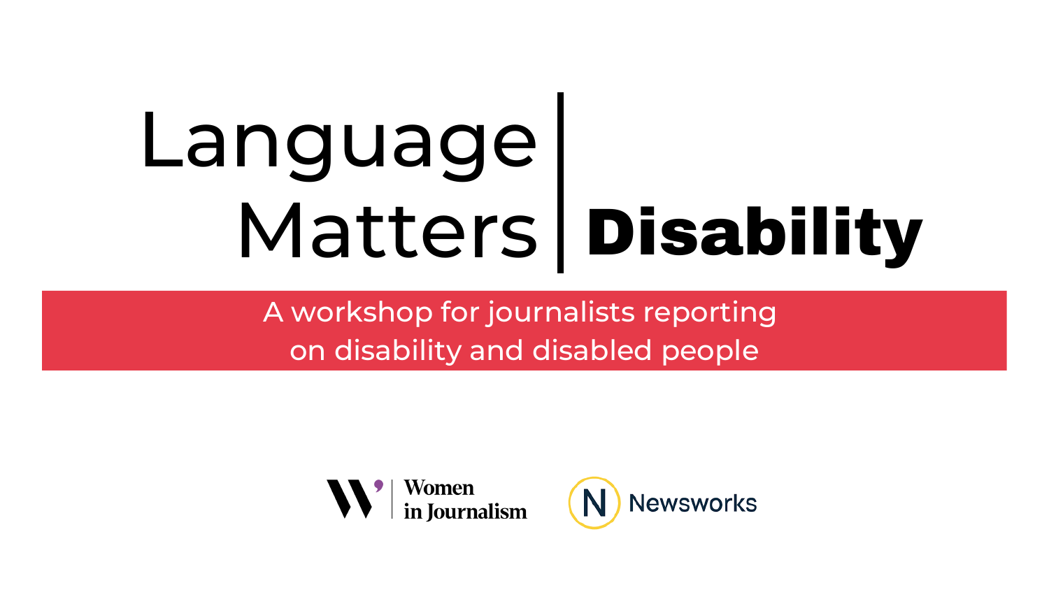# Language Matters | Disability

A workshop for journalists reporting on disability and disabled people

Women in Journalism

Newsworks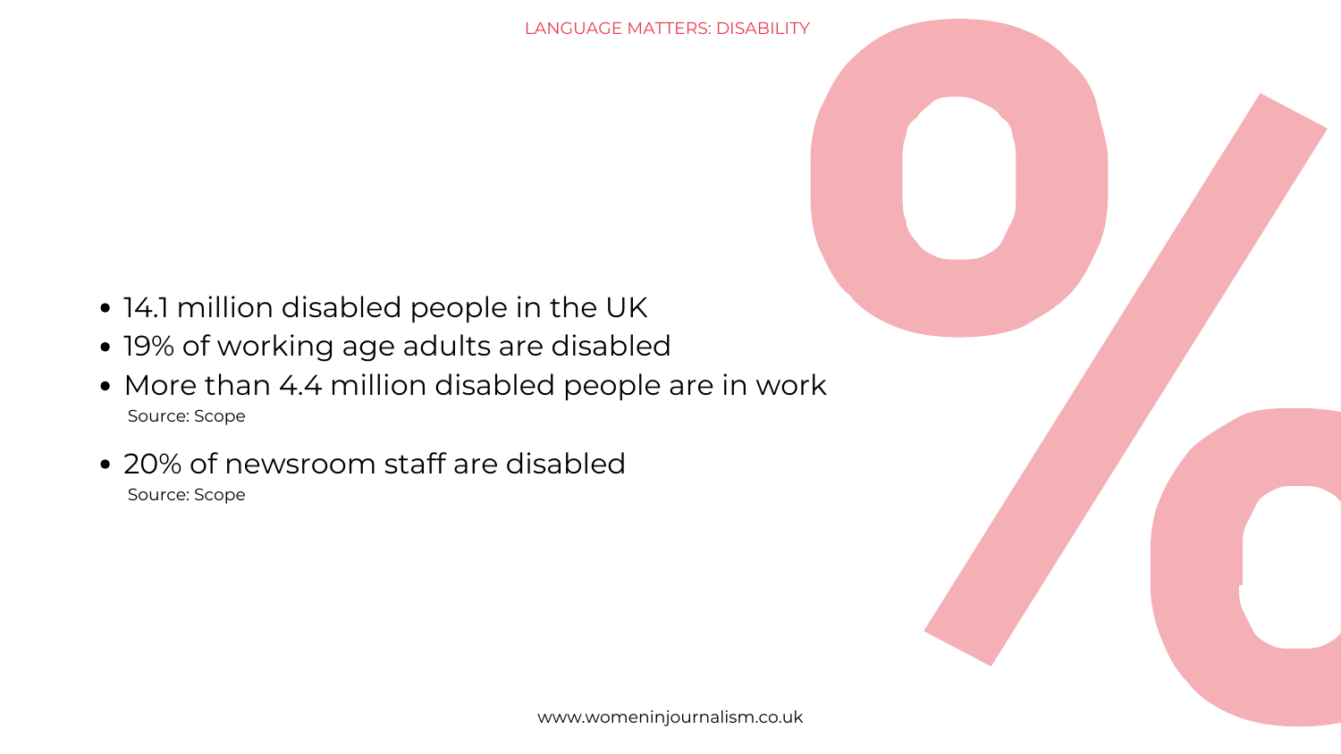- 14.1 million disabled people in the UK
- 19% of working age adults are disabled
- More than 4.4 million disabled people are in work

  Source: Scope

- 20% of newsroom staff are disabled

  Source: Scope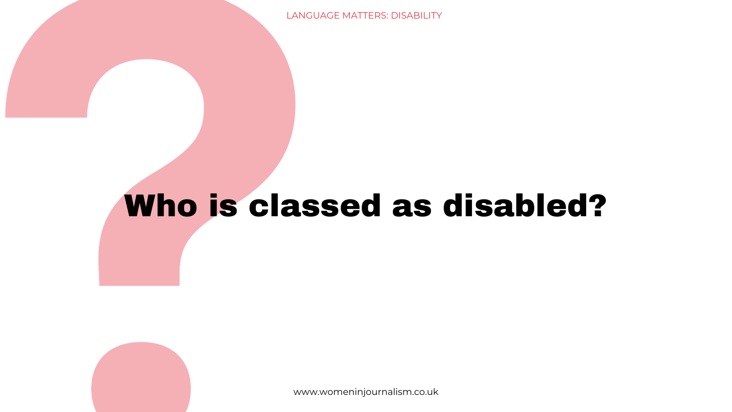# Who is classed as disabled?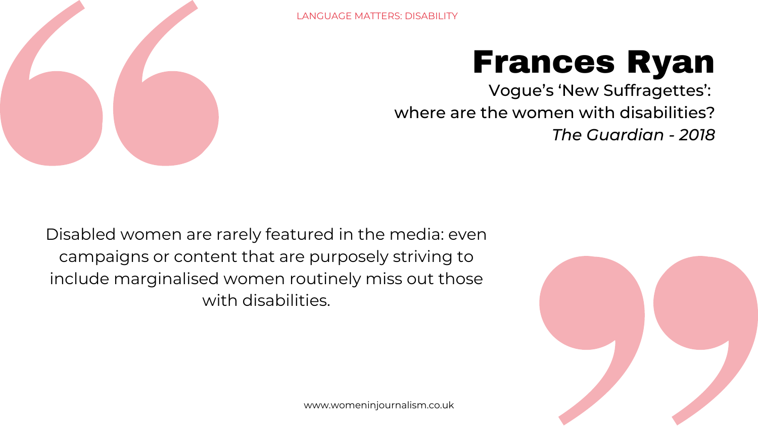LANGUAGE MATTERS: DISABILITY

# Frances Ryan

Vogue's 'New Suffragettes':
where are the women with disabilities?
*The Guardian - 2018*

Disabled women are rarely featured in the media: even campaigns or content that are purposely striving to include marginalised women routinely miss out those with disabilities.

www.womeninjournalism.co.uk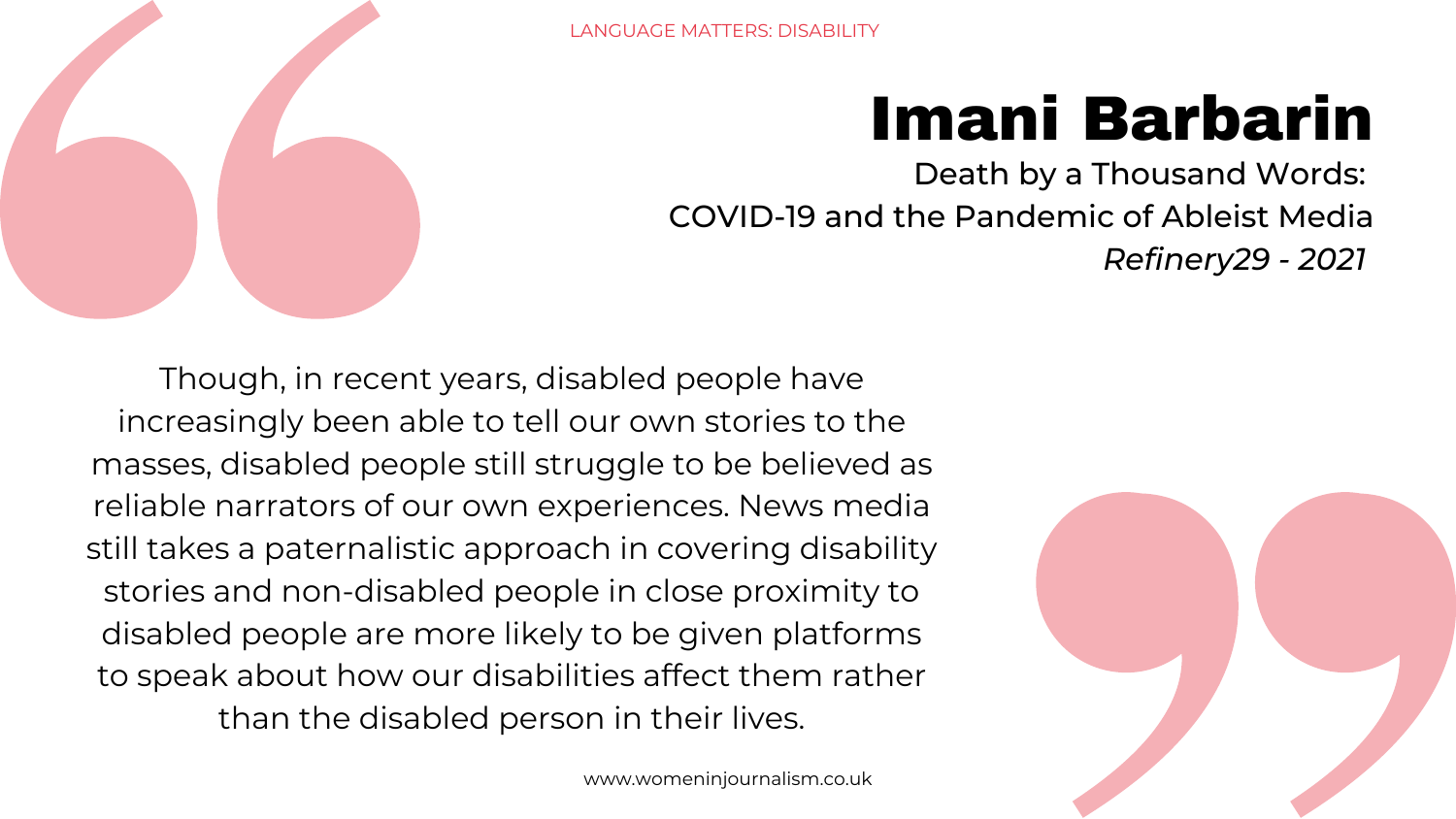LANGUAGE MATTERS: DISABILITY

# Imani Barbarin

Death by a Thousand Words:
COVID-19 and the Pandemic of Ableist Media
*Refinery29 - 2021*

Though, in recent years, disabled people have increasingly been able to tell our own stories to the masses, disabled people still struggle to be believed as reliable narrators of our own experiences. News media still takes a paternalistic approach in covering disability stories and non-disabled people in close proximity to disabled people are more likely to be given platforms to speak about how our disabilities affect them rather than the disabled person in their lives.

www.womeninjournalism.co.uk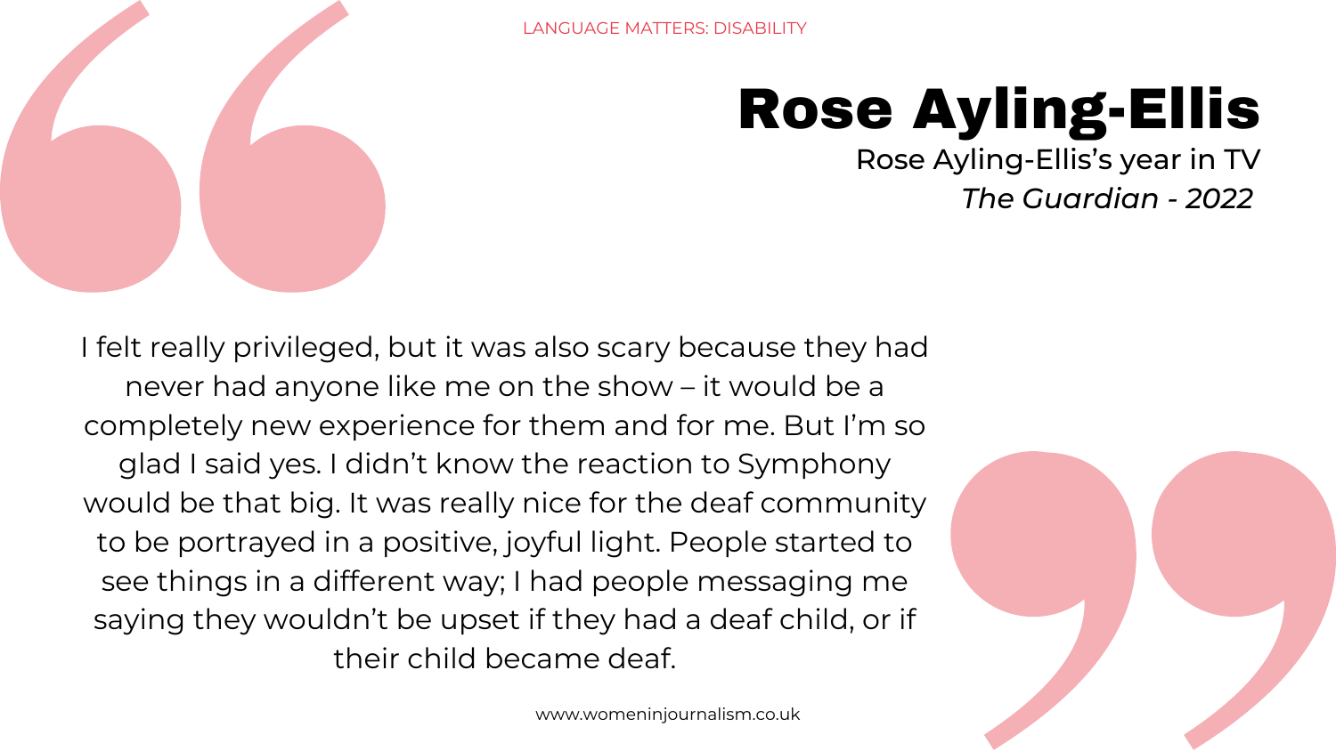# Rose Ayling-Ellis

Rose Ayling-Ellis's year in TV

*The Guardian - 2022*

I felt really privileged, but it was also scary because they had never had anyone like me on the show – it would be a completely new experience for them and for me. But I'm so glad I said yes. I didn't know the reaction to Symphony would be that big. It was really nice for the deaf community to be portrayed in a positive, joyful light. People started to see things in a different way; I had people messaging me saying they wouldn't be upset if they had a deaf child, or if their child became deaf.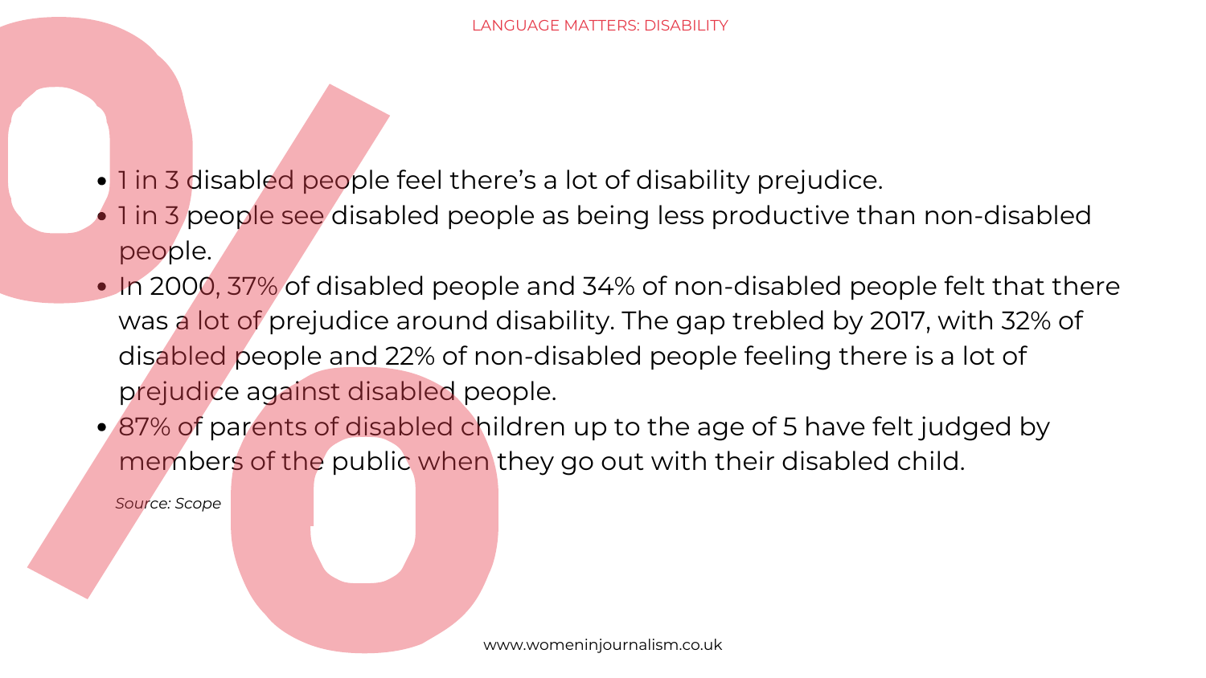- 1 in 3 disabled people feel there's a lot of disability prejudice.
- 1 in 3 people see disabled people as being less productive than non-disabled people.
- In 2000, 37% of disabled people and 34% of non-disabled people felt that there was a lot of prejudice around disability. The gap trebled by 2017, with 32% of disabled people and 22% of non-disabled people feeling there is a lot of prejudice against disabled people.
- 87% of parents of disabled children up to the age of 5 have felt judged by members of the public when they go out with their disabled child.

*Source: Scope*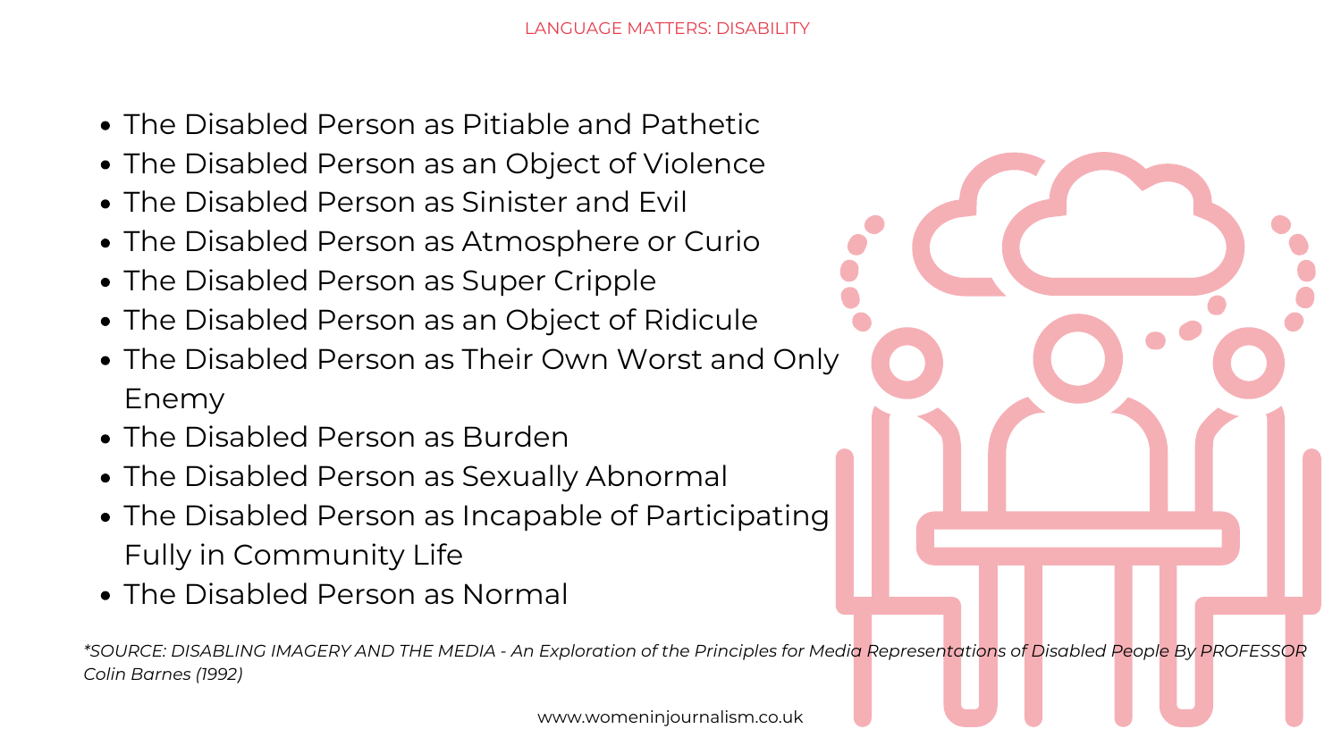- The Disabled Person as Pitiable and Pathetic
- The Disabled Person as an Object of Violence
- The Disabled Person as Sinister and Evil
- The Disabled Person as Atmosphere or Curio
- The Disabled Person as Super Cripple
- The Disabled Person as an Object of Ridicule
- The Disabled Person as Their Own Worst and Only Enemy
- The Disabled Person as Burden
- The Disabled Person as Sexually Abnormal
- The Disabled Person as Incapable of Participating Fully in Community Life
- The Disabled Person as Normal

**SOURCE: DISABLING IMAGERY AND THE MEDIA - An Exploration of the Principles for Media Representations of Disabled People By PROFESSOR Colin Barnes (1992)*

www.womeninjournalism.co.uk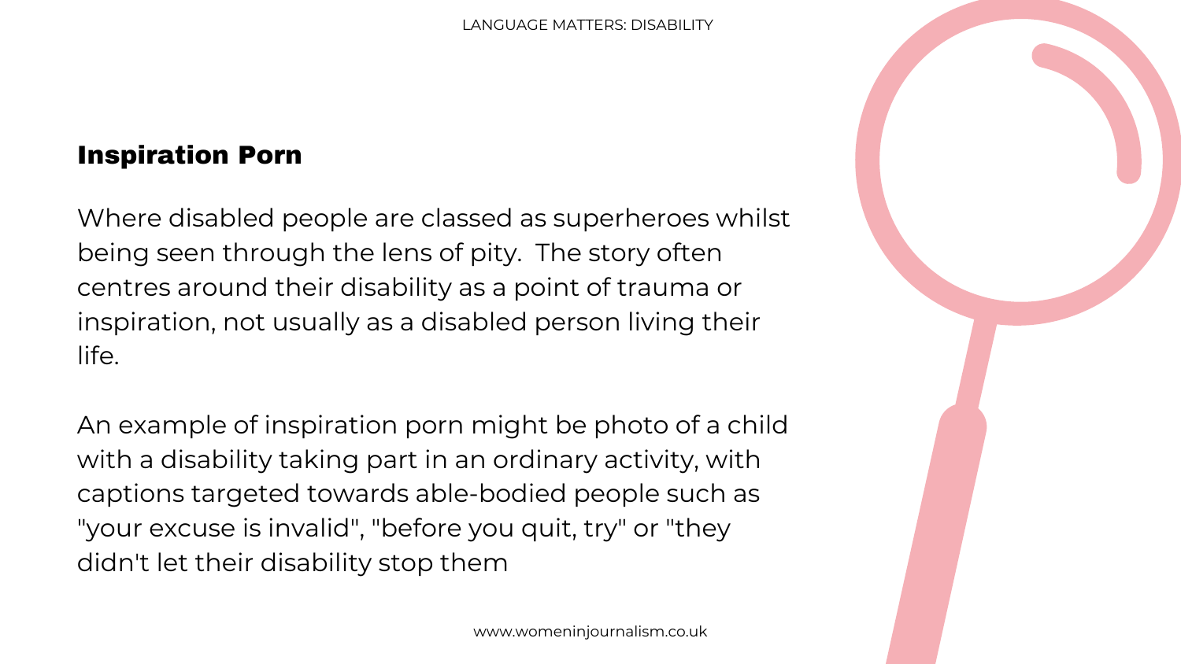## Inspiration Porn

Where disabled people are classed as superheroes whilst being seen through the lens of pity.  The story often centres around their disability as a point of trauma or inspiration, not usually as a disabled person living their life.

An example of inspiration porn might be photo of a child with a disability taking part in an ordinary activity, with captions targeted towards able-bodied people such as "your excuse is invalid", "before you quit, try" or "they didn't let their disability stop them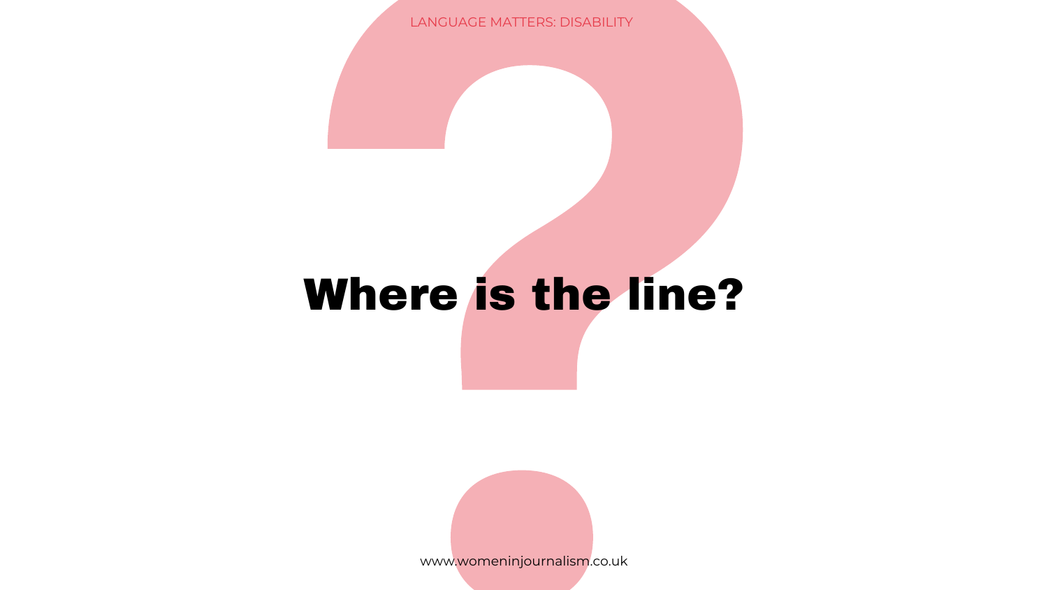# Where is the line?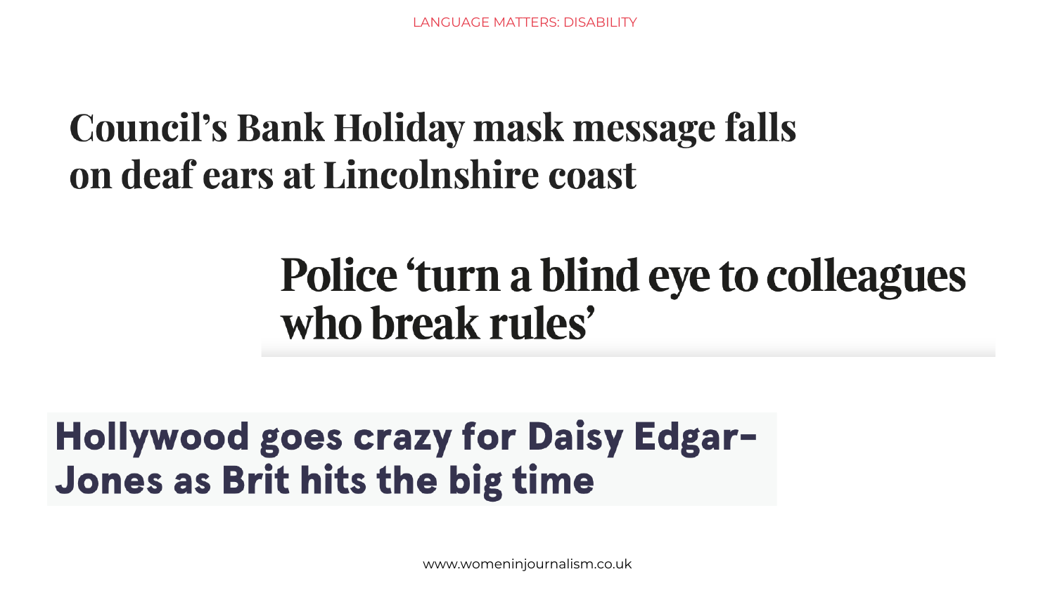LANGUAGE MATTERS: DISABILITY

# Council's Bank Holiday mask message falls on deaf ears at Lincolnshire coast

# Police 'turn a blind eye to colleagues who break rules'

# Hollywood goes crazy for Daisy Edgar-Jones as Brit hits the big time

www.womeninjournalism.co.uk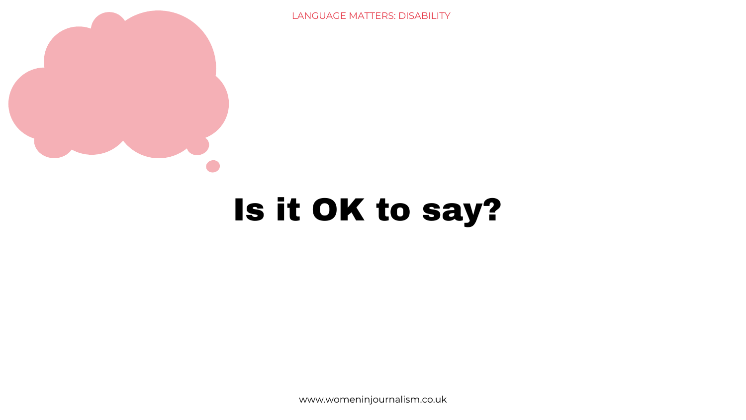# Is it OK to say?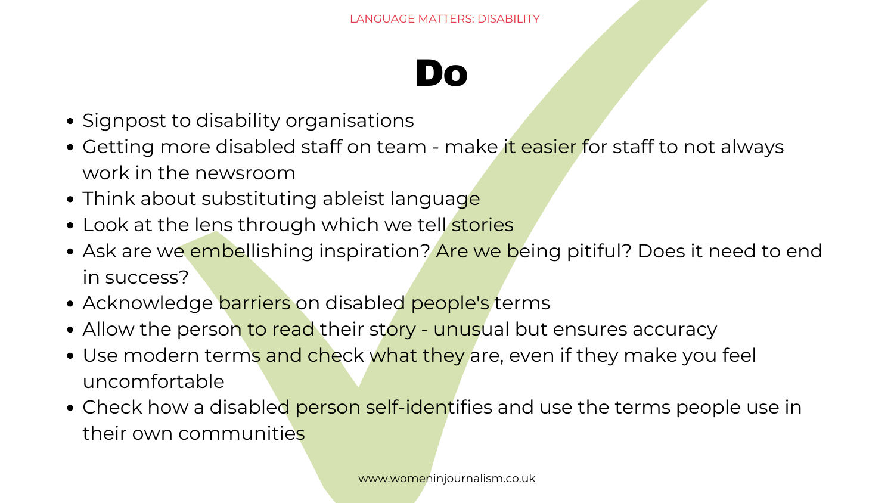# Do

- Signpost to disability organisations
- Getting more disabled staff on team - make it easier for staff to not always work in the newsroom
- Think about substituting ableist language
- Look at the lens through which we tell stories
- Ask are we embellishing inspiration? Are we being pitiful? Does it need to end in success?
- Acknowledge barriers on disabled people's terms
- Allow the person to read their story - unusual but ensures accuracy
- Use modern terms and check what they are, even if they make you feel uncomfortable
- Check how a disabled person self-identifies and use the terms people use in their own communities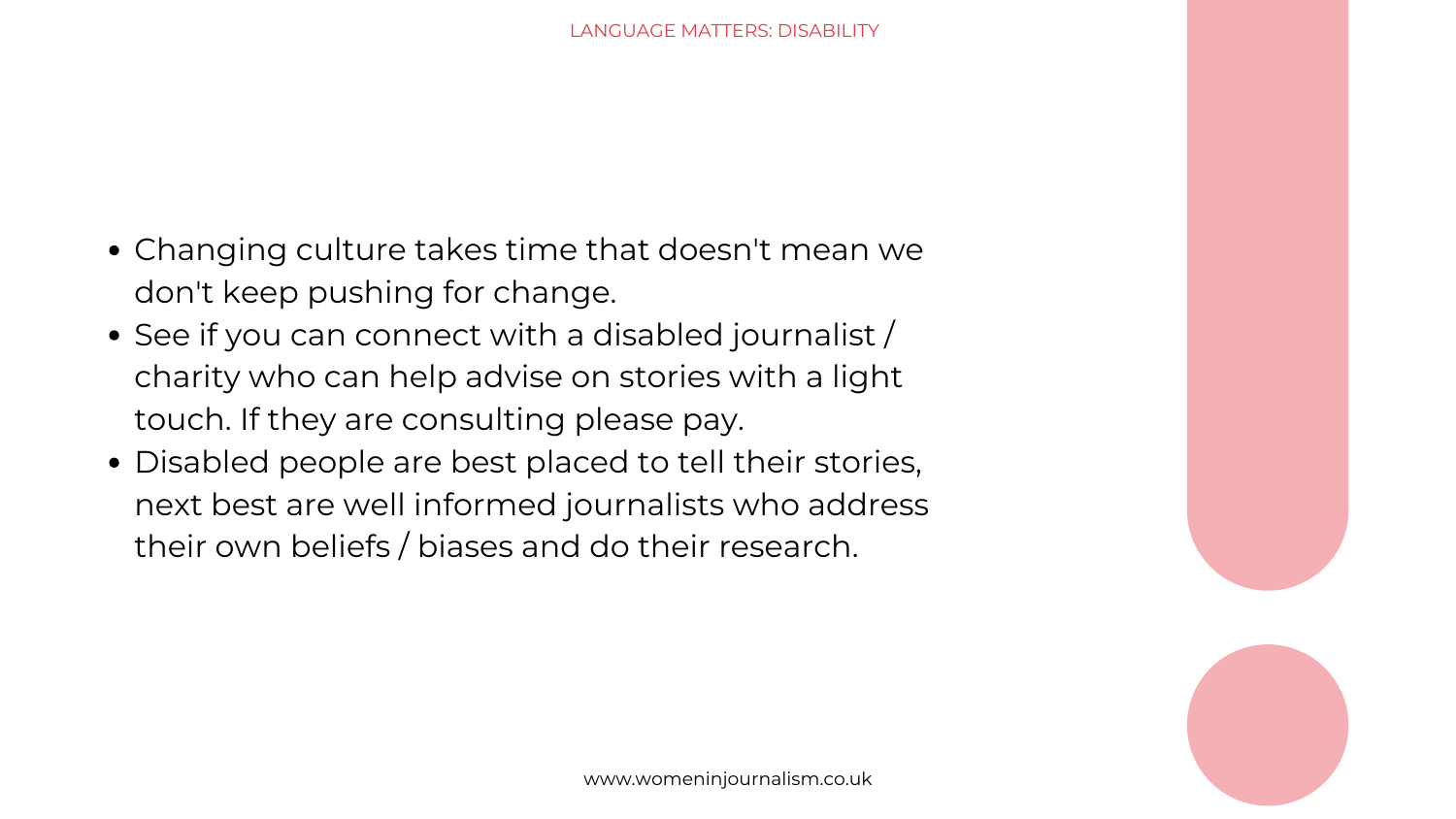- Changing culture takes time that doesn't mean we don't keep pushing for change.
- See if you can connect with a disabled journalist / charity who can help advise on stories with a light touch. If they are consulting please pay.
- Disabled people are best placed to tell their stories, next best are well informed journalists who address their own beliefs / biases and do their research.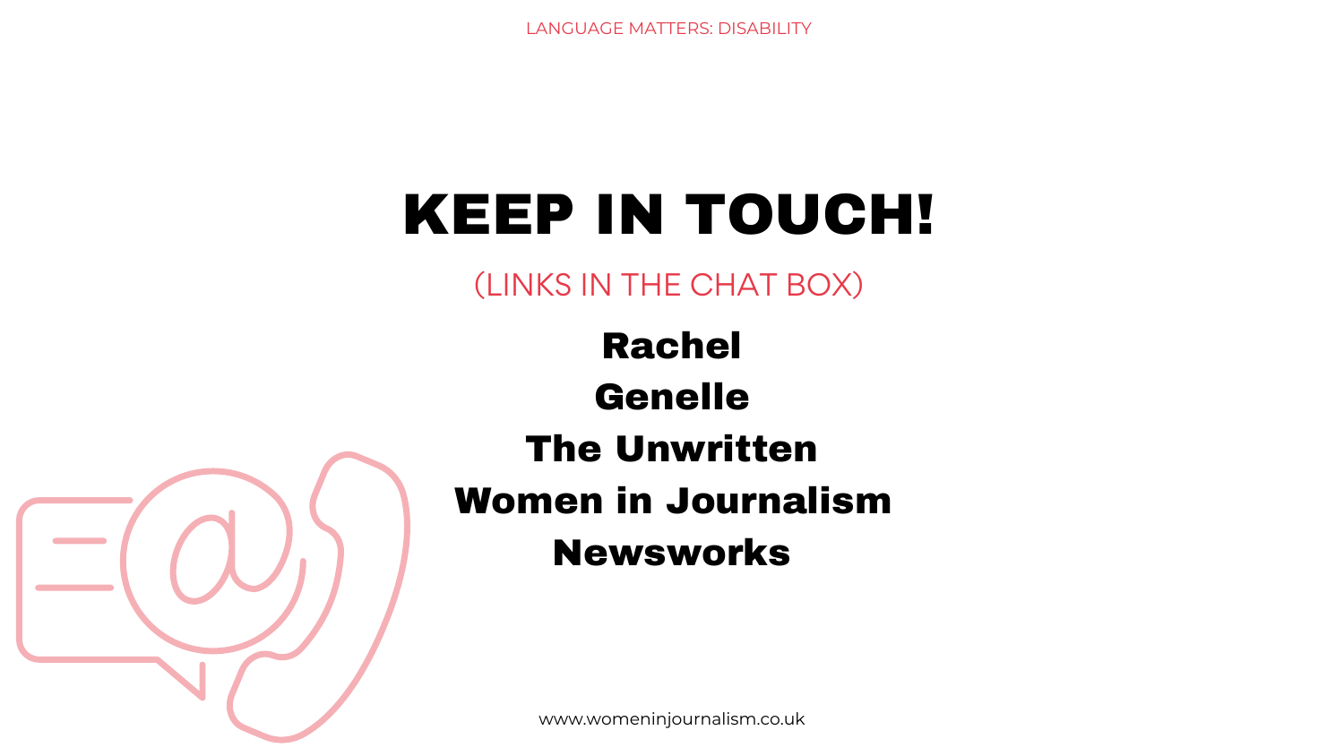# KEEP IN TOUCH!

(LINKS IN THE CHAT BOX)

**Rachel**

**Genelle**

**The Unwritten**

**Women in Journalism**

**Newsworks**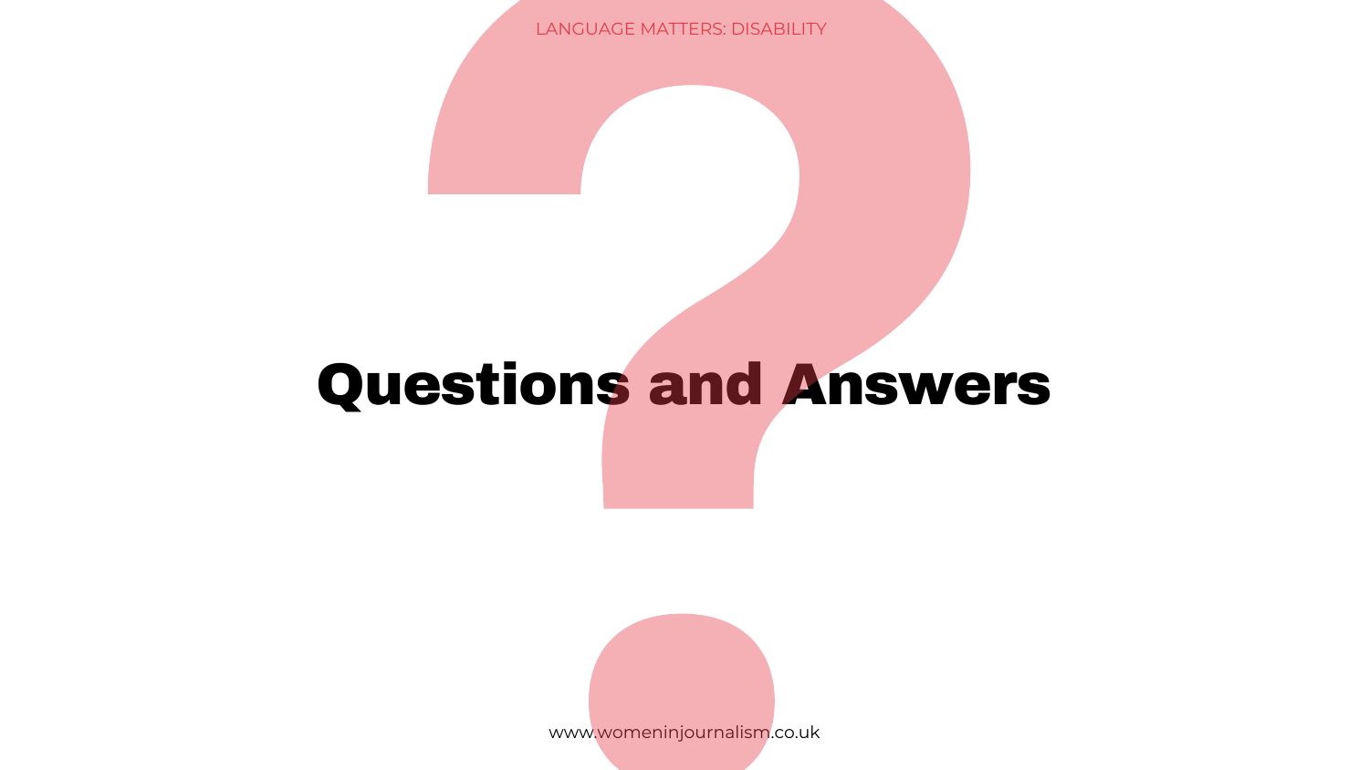# Questions and Answers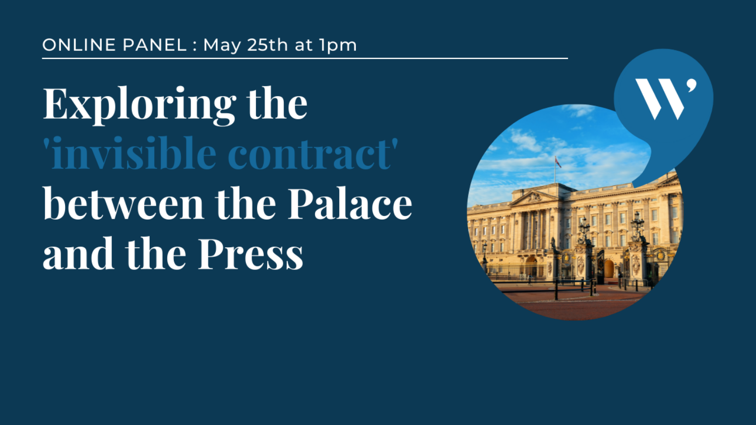ONLINE PANEL : May 25th at 1pm

# Exploring the 'invisible contract' between the Palace and the Press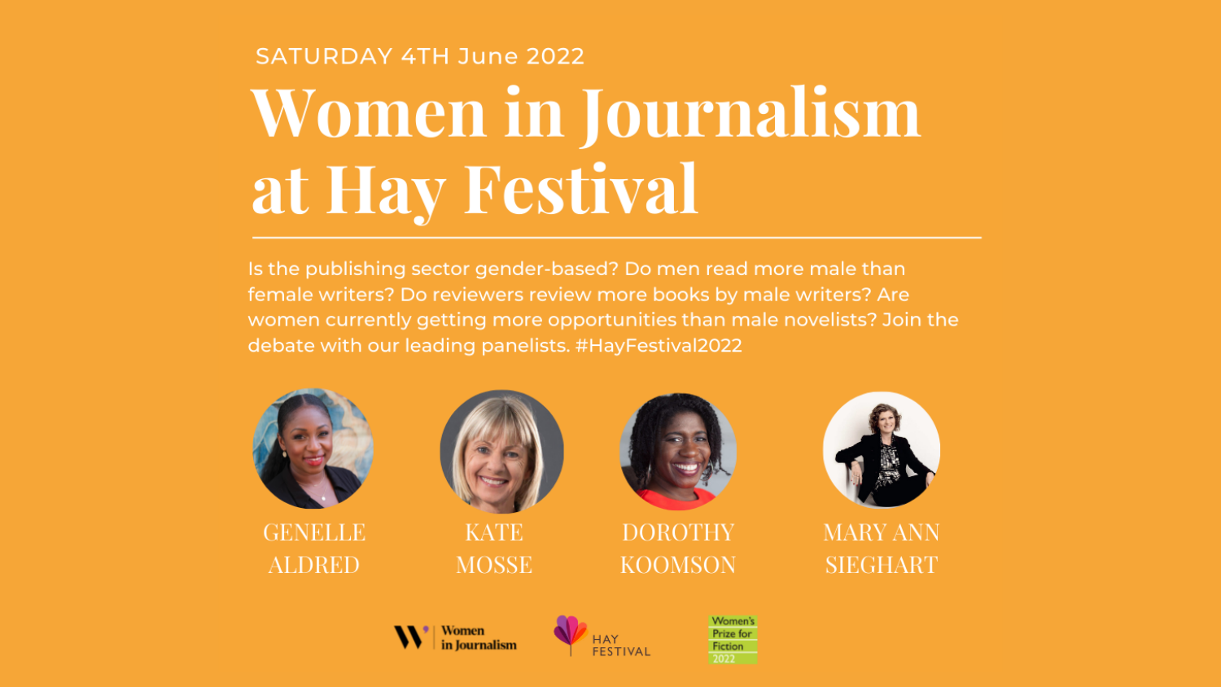SATURDAY 4TH June 2022

# Women in Journalism at Hay Festival

---

Is the publishing sector gender-based? Do men read more male than female writers? Do reviewers review more books by male writers? Are women currently getting more opportunities than male novelists? Join the debate with our leading panelists. #HayFestival2022

GENELLE ALDRED

KATE MOSSE

DOROTHY KOOMSON

MARY ANN SIEGHART

Women in Journalism

HAY FESTIVAL

Women's Prize for Fiction 2022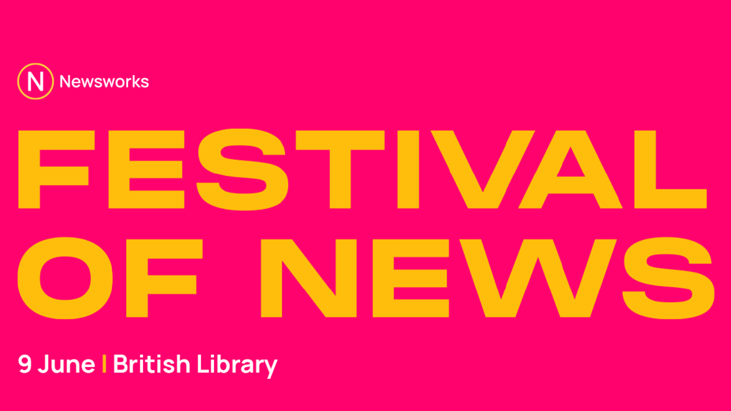Newsworks

# FESTIVAL OF NEWS

9 June | British Library